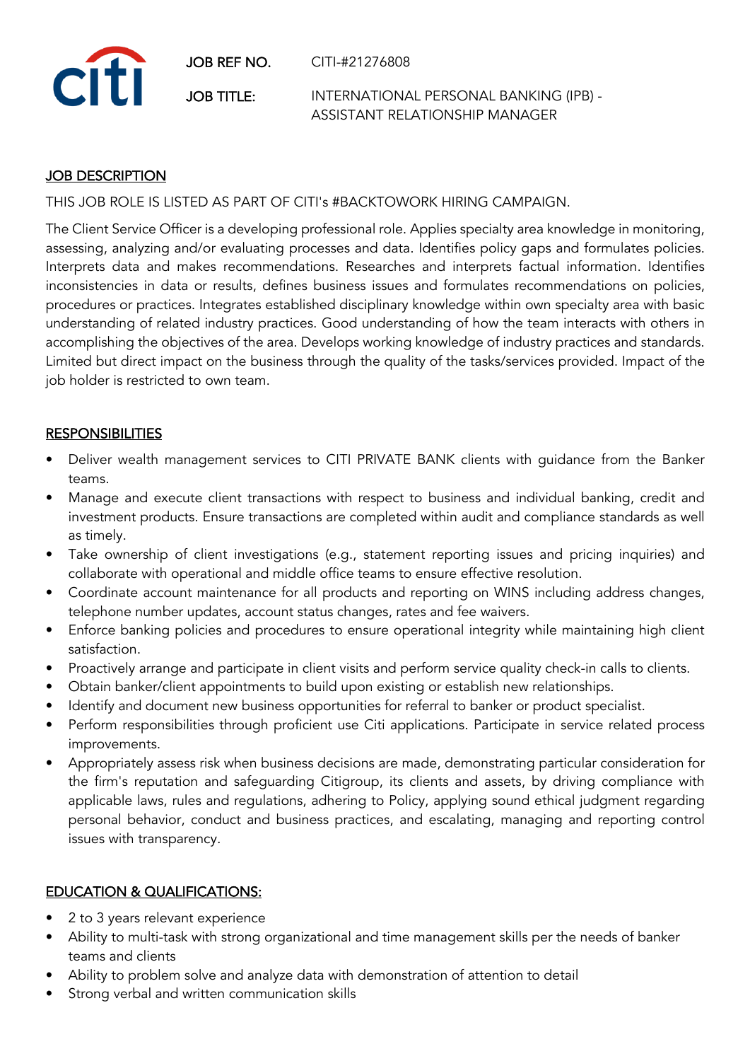| | |
|---|---|
| JOB REF NO. | CITI-#21276808 |
| JOB TITLE: | INTERNATIONAL PERSONAL BANKING (IPB) - ASSISTANT RELATIONSHIP MANAGER |

## JOB DESCRIPTION

THIS JOB ROLE IS LISTED AS PART OF CITI's #BACKTOWORK HIRING CAMPAIGN.

The Client Service Officer is a developing professional role. Applies specialty area knowledge in monitoring, assessing, analyzing and/or evaluating processes and data. Identifies policy gaps and formulates policies. Interprets data and makes recommendations. Researches and interprets factual information. Identifies inconsistencies in data or results, defines business issues and formulates recommendations on policies, procedures or practices. Integrates established disciplinary knowledge within own specialty area with basic understanding of related industry practices. Good understanding of how the team interacts with others in accomplishing the objectives of the area. Develops working knowledge of industry practices and standards. Limited but direct impact on the business through the quality of the tasks/services provided. Impact of the job holder is restricted to own team.

## RESPONSIBILITIES

- Deliver wealth management services to CITI PRIVATE BANK clients with guidance from the Banker teams.
- Manage and execute client transactions with respect to business and individual banking, credit and investment products. Ensure transactions are completed within audit and compliance standards as well as timely.
- Take ownership of client investigations (e.g., statement reporting issues and pricing inquiries) and collaborate with operational and middle office teams to ensure effective resolution.
- Coordinate account maintenance for all products and reporting on WINS including address changes, telephone number updates, account status changes, rates and fee waivers.
- Enforce banking policies and procedures to ensure operational integrity while maintaining high client satisfaction.
- Proactively arrange and participate in client visits and perform service quality check-in calls to clients.
- Obtain banker/client appointments to build upon existing or establish new relationships.
- Identify and document new business opportunities for referral to banker or product specialist.
- Perform responsibilities through proficient use Citi applications. Participate in service related process improvements.
- Appropriately assess risk when business decisions are made, demonstrating particular consideration for the firm's reputation and safeguarding Citigroup, its clients and assets, by driving compliance with applicable laws, rules and regulations, adhering to Policy, applying sound ethical judgment regarding personal behavior, conduct and business practices, and escalating, managing and reporting control issues with transparency.

## EDUCATION & QUALIFICATIONS:

- 2 to 3 years relevant experience
- Ability to multi-task with strong organizational and time management skills per the needs of banker teams and clients
- Ability to problem solve and analyze data with demonstration of attention to detail
- Strong verbal and written communication skills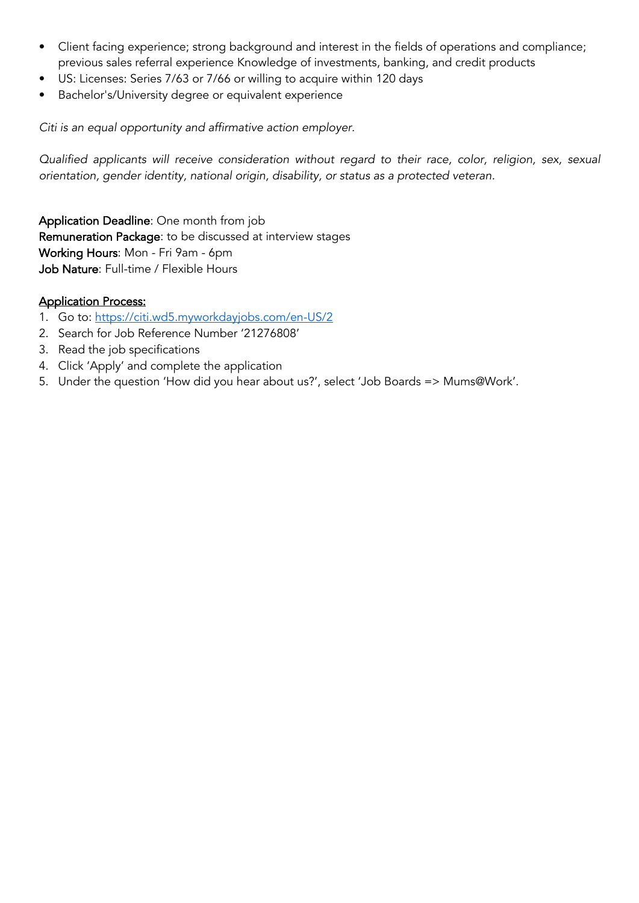- Client facing experience; strong background and interest in the fields of operations and compliance; previous sales referral experience Knowledge of investments, banking, and credit products
- US: Licenses: Series 7/63 or 7/66 or willing to acquire within 120 days
- Bachelor's/University degree or equivalent experience

*Citi is an equal opportunity and affirmative action employer.*

*Qualified applicants will receive consideration without regard to their race, color, religion, sex, sexual orientation, gender identity, national origin, disability, or status as a protected veteran.*

**Application Deadline**: One month from job
**Remuneration Package**: to be discussed at interview stages
**Working Hours**: Mon - Fri 9am - 6pm
**Job Nature**: Full-time / Flexible Hours

**Application Process:**

1. Go to: [https://citi.wd5.myworkdayjobs.com/en-US/2](https://citi.wd5.myworkdayjobs.com/en-US/2)
2. Search for Job Reference Number '21276808'
3. Read the job specifications
4. Click 'Apply' and complete the application
5. Under the question 'How did you hear about us?', select 'Job Boards => Mums@Work'.